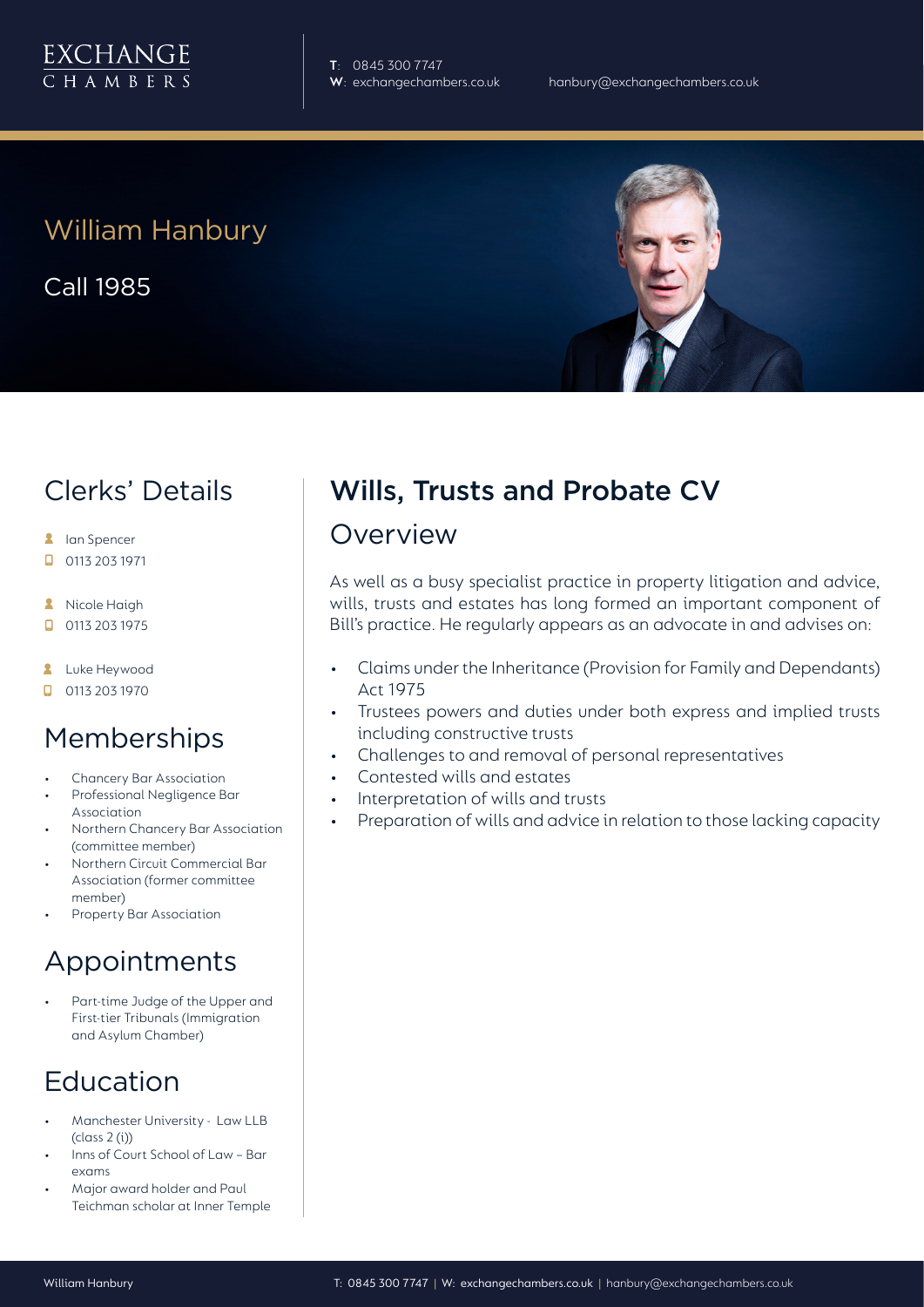EXCHANGE CHAMBERS

**T**: 0845 300 7747
**W**: exchangechambers.co.uk

hanbury@exchangechambers.co.uk

# William Hanbury

Call 1985

## Clerks' Details

- Ian Spencer
- 0113 203 1971
- Nicole Haigh
- 0113 203 1975
- Luke Heywood
- 0113 203 1970

## Memberships

- Chancery Bar Association
- Professional Negligence Bar Association
- Northern Chancery Bar Association (committee member)
- Northern Circuit Commercial Bar Association (former committee member)
- Property Bar Association

## Appointments

- Part-time Judge of the Upper and First-tier Tribunals (Immigration and Asylum Chamber)

## Education

- Manchester University - Law LLB (class 2 (i))
- Inns of Court School of Law – Bar exams
- Major award holder and Paul Teichman scholar at Inner Temple

## Wills, Trusts and Probate CV

### Overview

As well as a busy specialist practice in property litigation and advice, wills, trusts and estates has long formed an important component of Bill's practice. He regularly appears as an advocate in and advises on:

- Claims under the Inheritance (Provision for Family and Dependants) Act 1975
- Trustees powers and duties under both express and implied trusts including constructive trusts
- Challenges to and removal of personal representatives
- Contested wills and estates
- Interpretation of wills and trusts
- Preparation of wills and advice in relation to those lacking capacity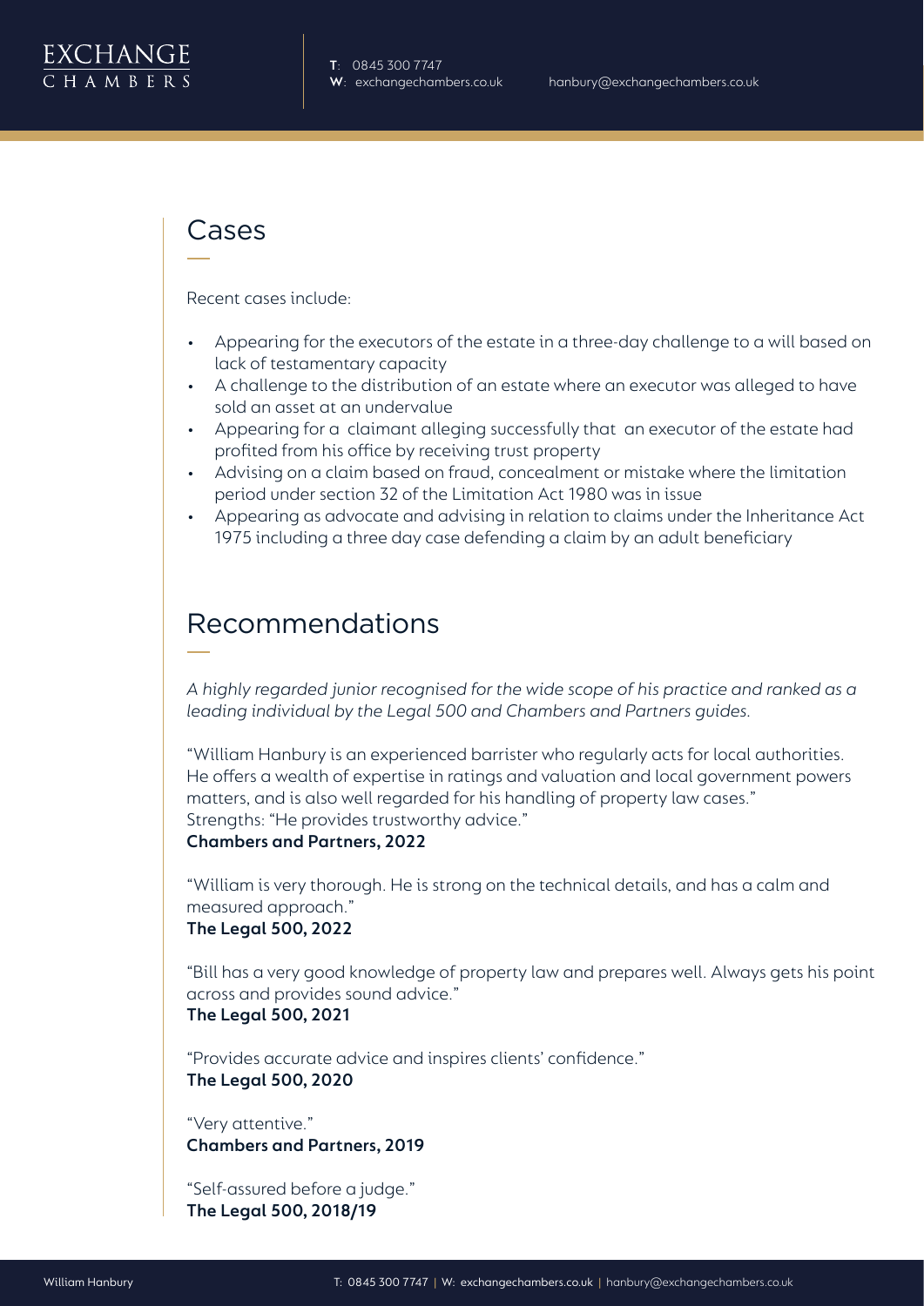## Cases

Recent cases include:

- Appearing for the executors of the estate in a three-day challenge to a will based on lack of testamentary capacity
- A challenge to the distribution of an estate where an executor was alleged to have sold an asset at an undervalue
- Appearing for a claimant alleging successfully that an executor of the estate had profited from his office by receiving trust property
- Advising on a claim based on fraud, concealment or mistake where the limitation period under section 32 of the Limitation Act 1980 was in issue
- Appearing as advocate and advising in relation to claims under the Inheritance Act 1975 including a three day case defending a claim by an adult beneficiary

## Recommendations

*A highly regarded junior recognised for the wide scope of his practice and ranked as a leading individual by the Legal 500 and Chambers and Partners guides.*

"William Hanbury is an experienced barrister who regularly acts for local authorities. He offers a wealth of expertise in ratings and valuation and local government powers matters, and is also well regarded for his handling of property law cases."
Strengths: "He provides trustworthy advice."
**Chambers and Partners, 2022**

"William is very thorough. He is strong on the technical details, and has a calm and measured approach."
**The Legal 500, 2022**

"Bill has a very good knowledge of property law and prepares well. Always gets his point across and provides sound advice."
**The Legal 500, 2021**

"Provides accurate advice and inspires clients' confidence."
**The Legal 500, 2020**

"Very attentive."
**Chambers and Partners, 2019**

"Self-assured before a judge."
**The Legal 500, 2018/19**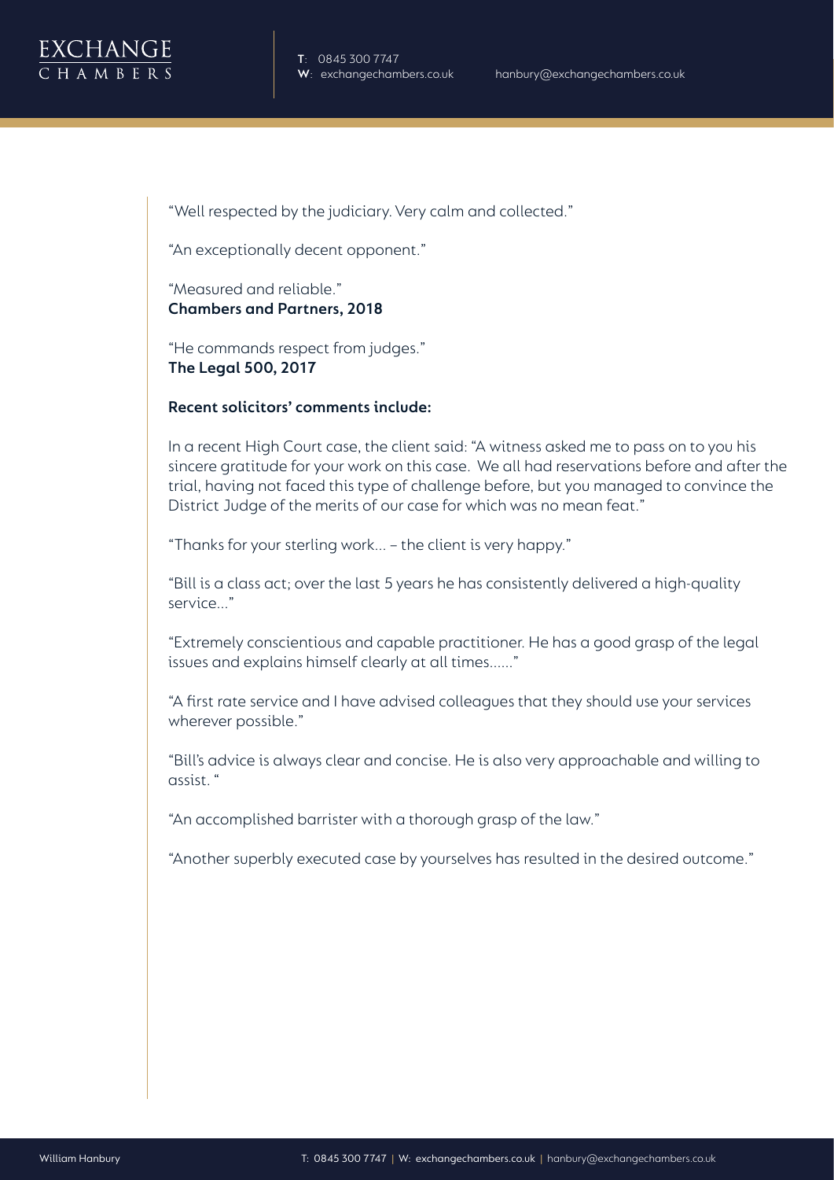"Well respected by the judiciary. Very calm and collected."

"An exceptionally decent opponent."

"Measured and reliable."
**Chambers and Partners, 2018**

"He commands respect from judges."
**The Legal 500, 2017**

**Recent solicitors' comments include:**

In a recent High Court case, the client said: "A witness asked me to pass on to you his sincere gratitude for your work on this case. We all had reservations before and after the trial, having not faced this type of challenge before, but you managed to convince the District Judge of the merits of our case for which was no mean feat."

"Thanks for your sterling work... – the client is very happy."

"Bill is a class act; over the last 5 years he has consistently delivered a high-quality service..."

"Extremely conscientious and capable practitioner. He has a good grasp of the legal issues and explains himself clearly at all times......"

"A first rate service and I have advised colleagues that they should use your services wherever possible."

"Bill's advice is always clear and concise. He is also very approachable and willing to assist. "

"An accomplished barrister with a thorough grasp of the law."

"Another superbly executed case by yourselves has resulted in the desired outcome."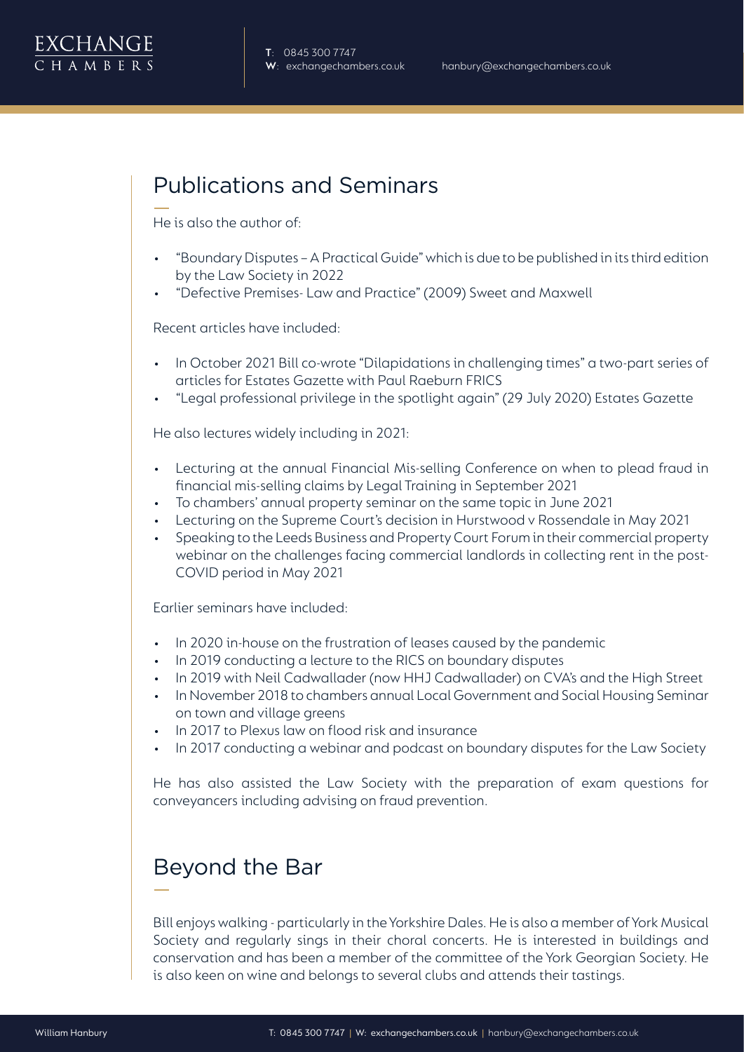## Publications and Seminars

He is also the author of:

- "Boundary Disputes – A Practical Guide" which is due to be published in its third edition by the Law Society in 2022
- "Defective Premises- Law and Practice" (2009) Sweet and Maxwell

Recent articles have included:

- In October 2021 Bill co-wrote "Dilapidations in challenging times" a two-part series of articles for Estates Gazette with Paul Raeburn FRICS
- "Legal professional privilege in the spotlight again" (29 July 2020) Estates Gazette

He also lectures widely including in 2021:

- Lecturing at the annual Financial Mis-selling Conference on when to plead fraud in financial mis-selling claims by Legal Training in September 2021
- To chambers' annual property seminar on the same topic in June 2021
- Lecturing on the Supreme Court's decision in Hurstwood v Rossendale in May 2021
- Speaking to the Leeds Business and Property Court Forum in their commercial property webinar on the challenges facing commercial landlords in collecting rent in the post-COVID period in May 2021

Earlier seminars have included:

- In 2020 in-house on the frustration of leases caused by the pandemic
- In 2019 conducting a lecture to the RICS on boundary disputes
- In 2019 with Neil Cadwallader (now HHJ Cadwallader) on CVA's and the High Street
- In November 2018 to chambers annual Local Government and Social Housing Seminar on town and village greens
- In 2017 to Plexus law on flood risk and insurance
- In 2017 conducting a webinar and podcast on boundary disputes for the Law Society

He has also assisted the Law Society with the preparation of exam questions for conveyancers including advising on fraud prevention.

## Beyond the Bar

Bill enjoys walking - particularly in the Yorkshire Dales. He is also a member of York Musical Society and regularly sings in their choral concerts. He is interested in buildings and conservation and has been a member of the committee of the York Georgian Society. He is also keen on wine and belongs to several clubs and attends their tastings.